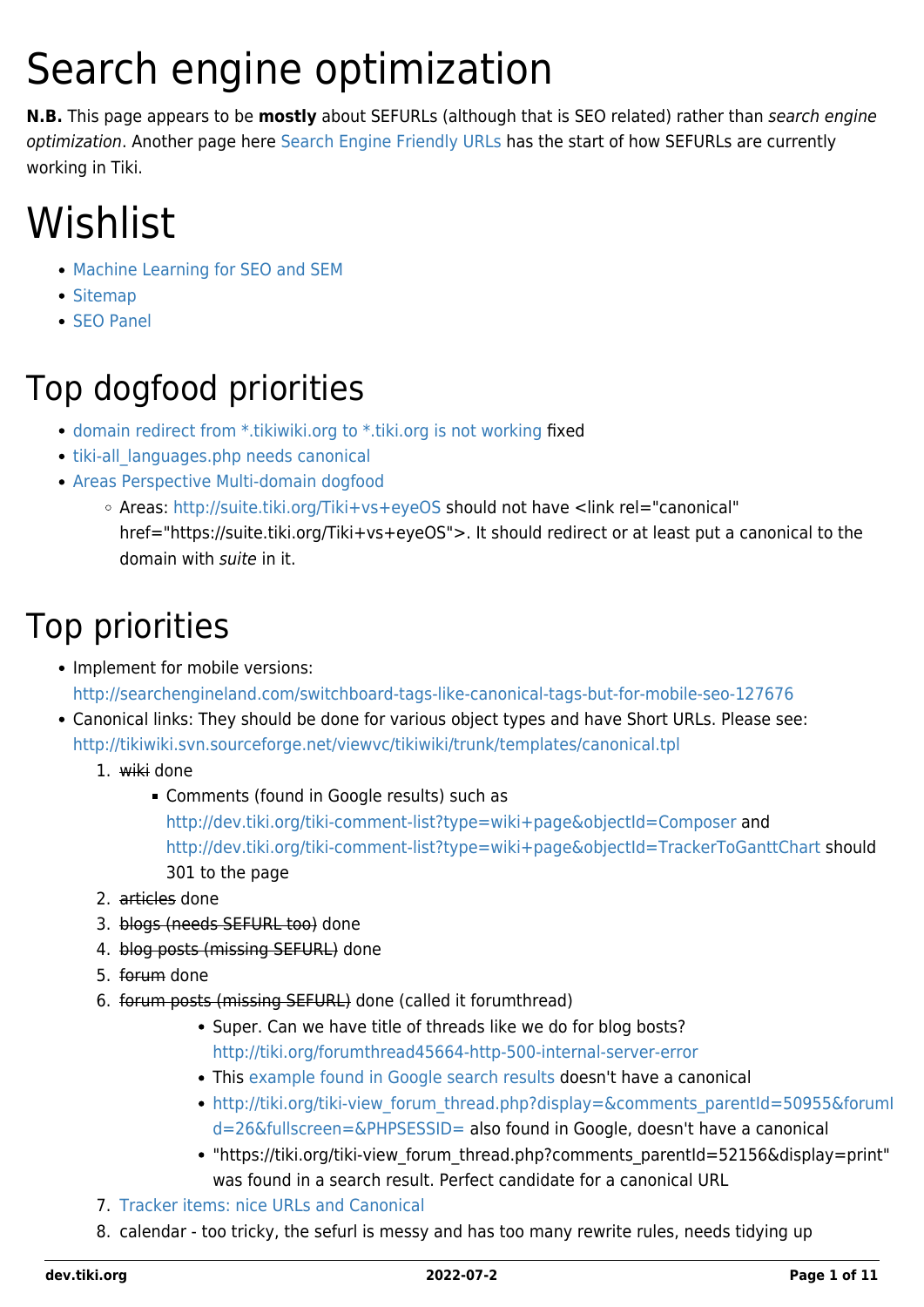# Search engine optimization

**N.B.** This page appears to be **mostly** about SEFURLs (although that is SEO related) rather than *search engine optimization*. Another page here Search Engine Friendly URLs has the start of how SEFURLs are currently working in Tiki.

# Wishlist

- Machine Learning for SEO and SEM
- Sitemap
- SEO Panel

## Top dogfood priorities

- domain redirect from *.tikiwiki.org to *.tiki.org is not working fixed
- tiki-all_languages.php needs canonical
- Areas Perspective Multi-domain dogfood
  - Areas: http://suite.tiki.org/Tiki+vs+eyeOS should not have <link rel="canonical" href="https://suite.tiki.org/Tiki+vs+eyeOS">. It should redirect or at least put a canonical to the domain with *suite* in it.

## Top priorities

- Implement for mobile versions: http://searchengineland.com/switchboard-tags-like-canonical-tags-but-for-mobile-seo-127676
- Canonical links: They should be done for various object types and have Short URLs. Please see: http://tikiwiki.svn.sourceforge.net/viewvc/tikiwiki/trunk/templates/canonical.tpl
  1. ~~wiki~~ done
     - Comments (found in Google results) such as http://dev.tiki.org/tiki-comment-list?type=wiki+page&objectId=Composer and http://dev.tiki.org/tiki-comment-list?type=wiki+page&objectId=TrackerToGanttChart should 301 to the page
  2. ~~articles~~ done
  3. ~~blogs (needs SEFURL too)~~ done
  4. ~~blog posts (missing SEFURL)~~ done
  5. ~~forum~~ done
  6. ~~forum posts (missing SEFURL)~~ done (called it forumthread)
     - Super. Can we have title of threads like we do for blog bosts? http://tiki.org/forumthread45664-http-500-internal-server-error
     - This example found in Google search results doesn't have a canonical
     - http://tiki.org/tiki-view_forum_thread.php?display=&comments_parentId=50955&forumId=26&fullscreen=&PHPSESSID= also found in Google, doesn't have a canonical
     - "https://tiki.org/tiki-view_forum_thread.php?comments_parentId=52156&display=print" was found in a search result. Perfect candidate for a canonical URL
  7. Tracker items: nice URLs and Canonical
  8. calendar - too tricky, the sefurl is messy and has too many rewrite rules, needs tidying up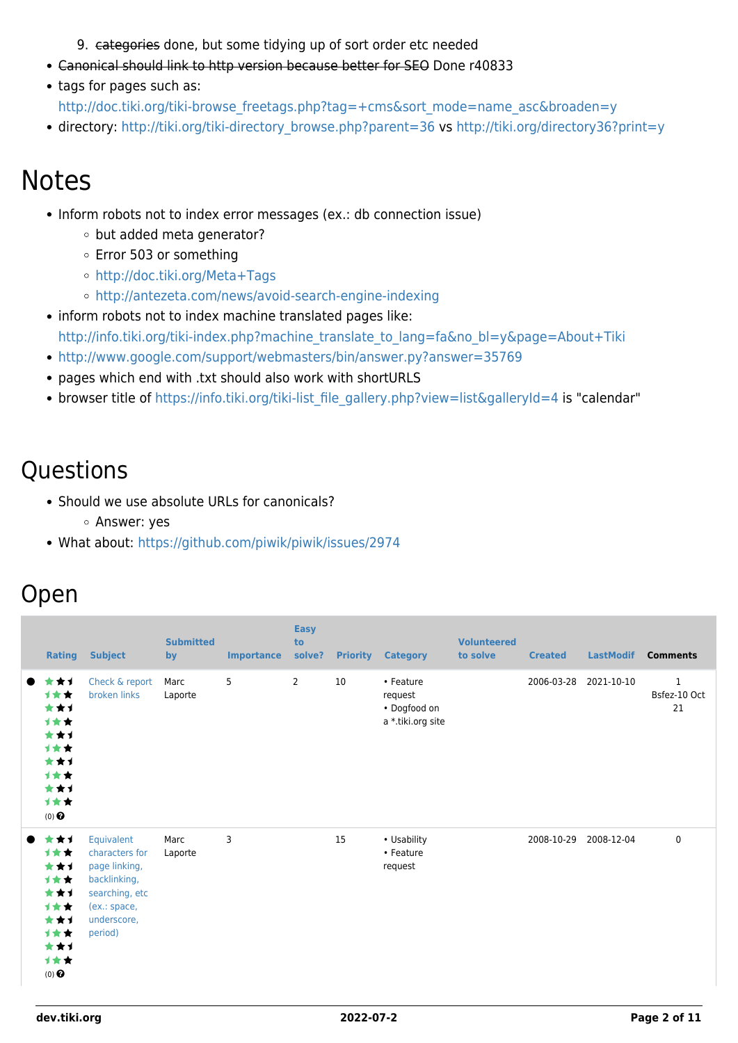9. ~~categories~~ done, but some tidying up of sort order etc needed

- ~~Canonical should link to http version because better for SEO~~ Done r40833
- tags for pages such as: http://doc.tiki.org/tiki-browse_freetags.php?tag=+cms&sort_mode=name_asc&broaden=y
- directory: http://tiki.org/tiki-directory_browse.php?parent=36 vs http://tiki.org/directory36?print=y

# Notes

- Inform robots not to index error messages (ex.: db connection issue)
  - but added meta generator?
  - Error 503 or something
  - http://doc.tiki.org/Meta+Tags
  - http://antezeta.com/news/avoid-search-engine-indexing
- inform robots not to index machine translated pages like: http://info.tiki.org/tiki-index.php?machine_translate_to_lang=fa&no_bl=y&page=About+Tiki
- http://www.google.com/support/webmasters/bin/answer.py?answer=35769
- pages which end with .txt should also work with shortURLS
- browser title of https://info.tiki.org/tiki-list_file_gallery.php?view=list&galleryId=4 is "calendar"

# Questions

- Should we use absolute URLs for canonicals?
  - Answer: yes
- What about: https://github.com/piwik/piwik/issues/2974

# Open

| Rating | Subject | Submitted by | Importance | Easy to solve? | Priority | Category | Volunteered to solve | Created | LastModif | Comments |
|---|---|---|---|---|---|---|---|---|---|---|
| (0) | Check & report broken links | Marc Laporte | 5 | 2 | 10 | • Feature request<br>• Dogfood on a *.tiki.org site | | 2006-03-28 | 2021-10-10 | 1<br>Bsfez-10 Oct 21 |
| (0) | Equivalent characters for page linking, backlinking, searching, etc (ex.: space, underscore, period) | Marc Laporte | 3 | | 15 | • Usability<br>• Feature request | | 2008-10-29 | 2008-12-04 | 0 |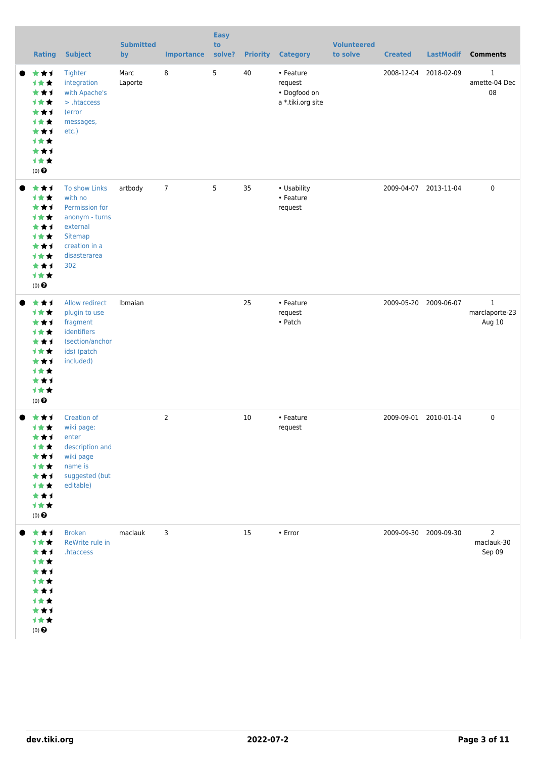| | Rating | Subject | Submitted by | Importance | Easy to solve? | Priority | Category | Volunteered to solve | Created | LastModif | Comments |
|---|---|---|---|---|---|---|---|---|---|---|---|
| ● | (0) | Tighter integration with Apache's > .htaccess (error messages, etc.) | Marc Laporte | 8 | 5 | 40 | • Feature request<br>• Dogfood on a *.tiki.org site | | 2008-12-04 | 2018-02-09 | 1 amette-04 Dec 08 |
| ● | (0) | To show Links with no Permission for anonym - turns external Sitemap creation in a disasterarea 302 | artbody | 7 | 5 | 35 | • Usability<br>• Feature request | | 2009-04-07 | 2013-11-04 | 0 |
| ● | (0) | Allow redirect plugin to use fragment identifiers (section/anchor ids) (patch included) | lbmaian | | | 25 | • Feature request<br>• Patch | | 2009-05-20 | 2009-06-07 | 1 marclaporte-23 Aug 10 |
| ● | (0) | Creation of wiki page: enter description and wiki page name is suggested (but editable) | | 2 | | 10 | • Feature request | | 2009-09-01 | 2010-01-14 | 0 |
| ● | (0) | Broken ReWrite rule in .htaccess | maclauk | 3 | | 15 | • Error | | 2009-09-30 | 2009-09-30 | 2 maclauk-30 Sep 09 |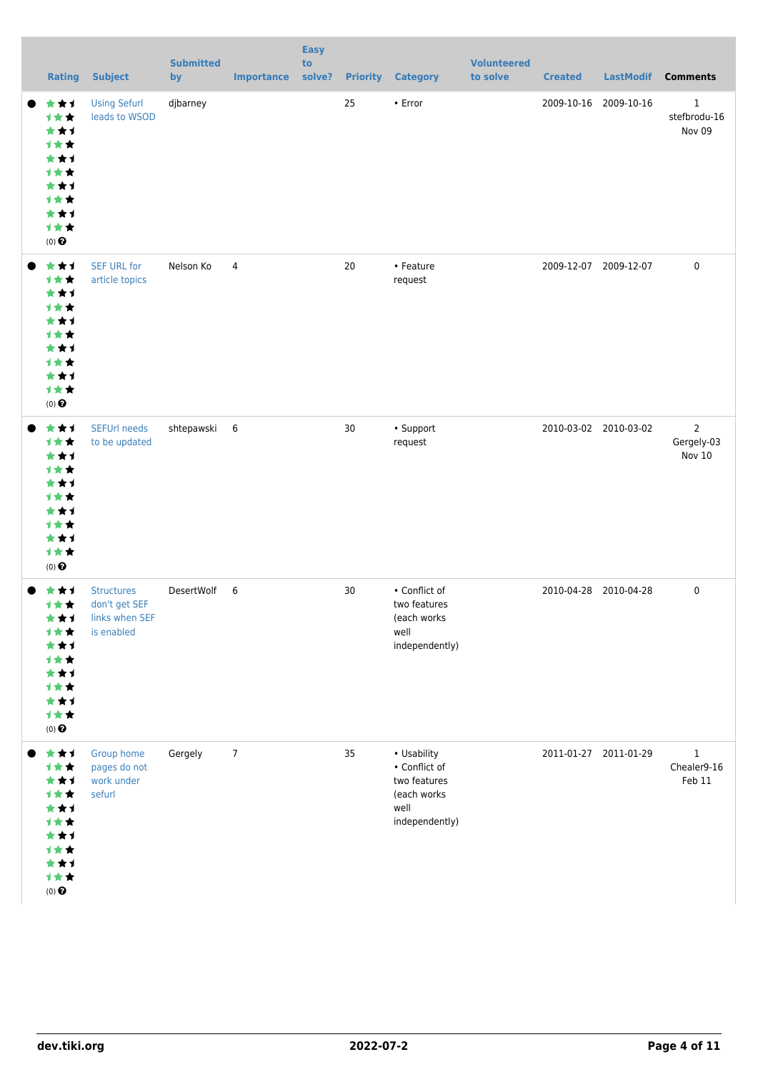| | Rating | Subject | Submitted by | Importance | Easy to solve? | Priority | Category | Volunteered to solve | Created | LastModif | Comments |
|---|---|---|---|---|---|---|---|---|---|---|---|
| ● | (0) | Using Sefurl leads to WSOD | djbarney | | | 25 | • Error | | 2009-10-16 | 2009-10-16 | 1 stefbrodu-16 Nov 09 |
| ● | (0) | SEF URL for article topics | Nelson Ko | 4 | | 20 | • Feature request | | 2009-12-07 | 2009-12-07 | 0 |
| ● | (0) | SEFUrl needs to be updated | shtepawski | 6 | | 30 | • Support request | | 2010-03-02 | 2010-03-02 | 2 Gergely-03 Nov 10 |
| ● | (0) | Structures don't get SEF links when SEF is enabled | DesertWolf | 6 | | 30 | • Conflict of two features (each works well independently) | | 2010-04-28 | 2010-04-28 | 0 |
| ● | (0) | Group home pages do not work under sefurl | Gergely | 7 | | 35 | • Usability • Conflict of two features (each works well independently) | | 2011-01-27 | 2011-01-29 | 1 Chealer9-16 Feb 11 |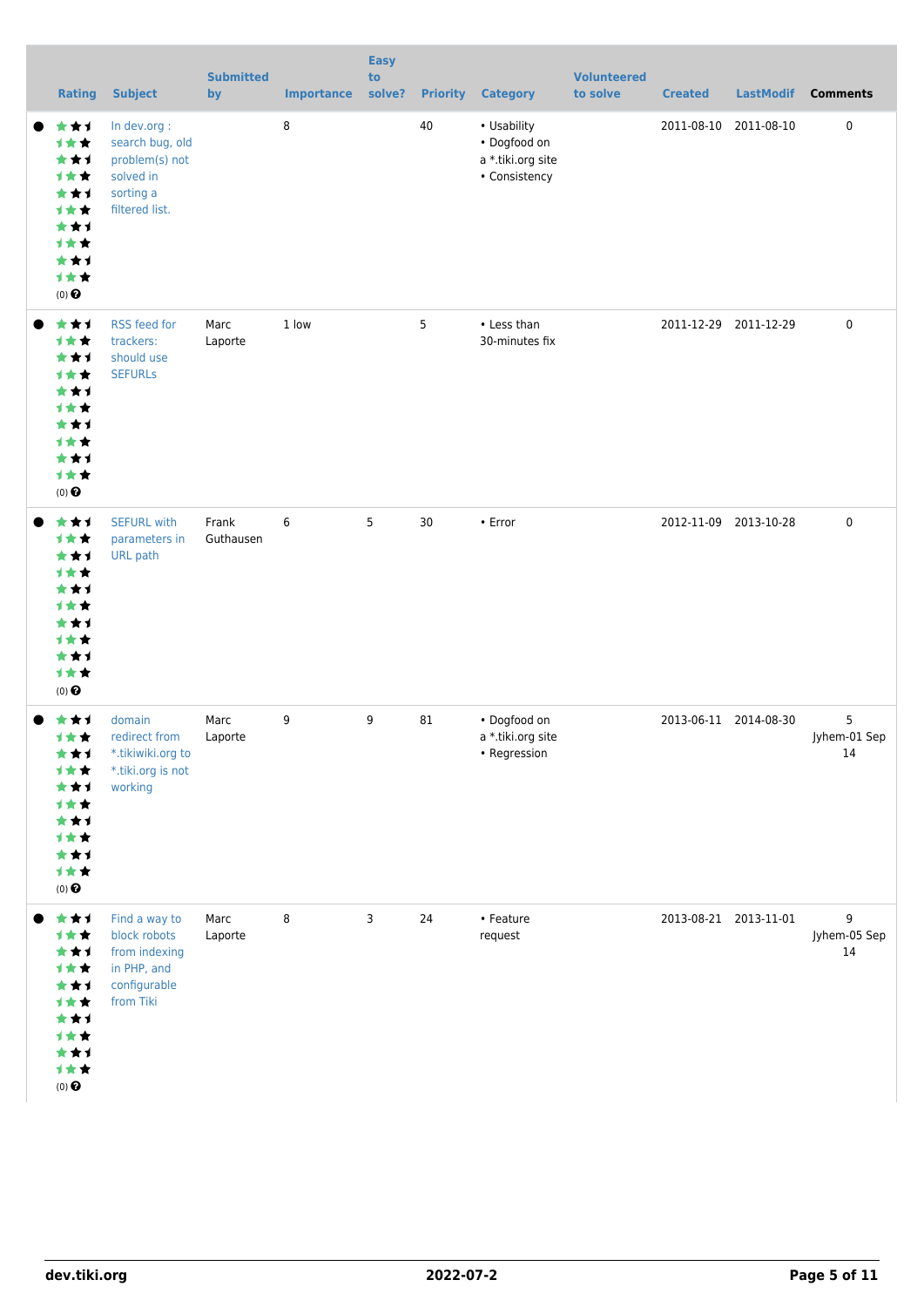| | Rating | Subject | Submitted by | Importance | Easy to solve? | Priority | Category | Volunteered to solve | Created | LastModif | Comments |
|---|---|---|---|---|---|---|---|---|---|---|---|
| ● | (0) | In dev.org : search bug, old problem(s) not solved in sorting a filtered list. | | 8 | | 40 | • Usability • Dogfood on a *.tiki.org site • Consistency | | 2011-08-10 | 2011-08-10 | 0 |
| ● | (0) | RSS feed for trackers: should use SEFURLs | Marc Laporte | 1 low | | 5 | • Less than 30-minutes fix | | 2011-12-29 | 2011-12-29 | 0 |
| ● | (0) | SEFURL with parameters in URL path | Frank Guthausen | 6 | 5 | 30 | • Error | | 2012-11-09 | 2013-10-28 | 0 |
| ● | (0) | domain redirect from *.tikiwiki.org to *.tiki.org is not working | Marc Laporte | 9 | 9 | 81 | • Dogfood on a *.tiki.org site • Regression | | 2013-06-11 | 2014-08-30 | 5 Jyhem-01 Sep 14 |
| ● | (0) | Find a way to block robots from indexing in PHP, and configurable from Tiki | Marc Laporte | 8 | 3 | 24 | • Feature request | | 2013-08-21 | 2013-11-01 | 9 Jyhem-05 Sep 14 |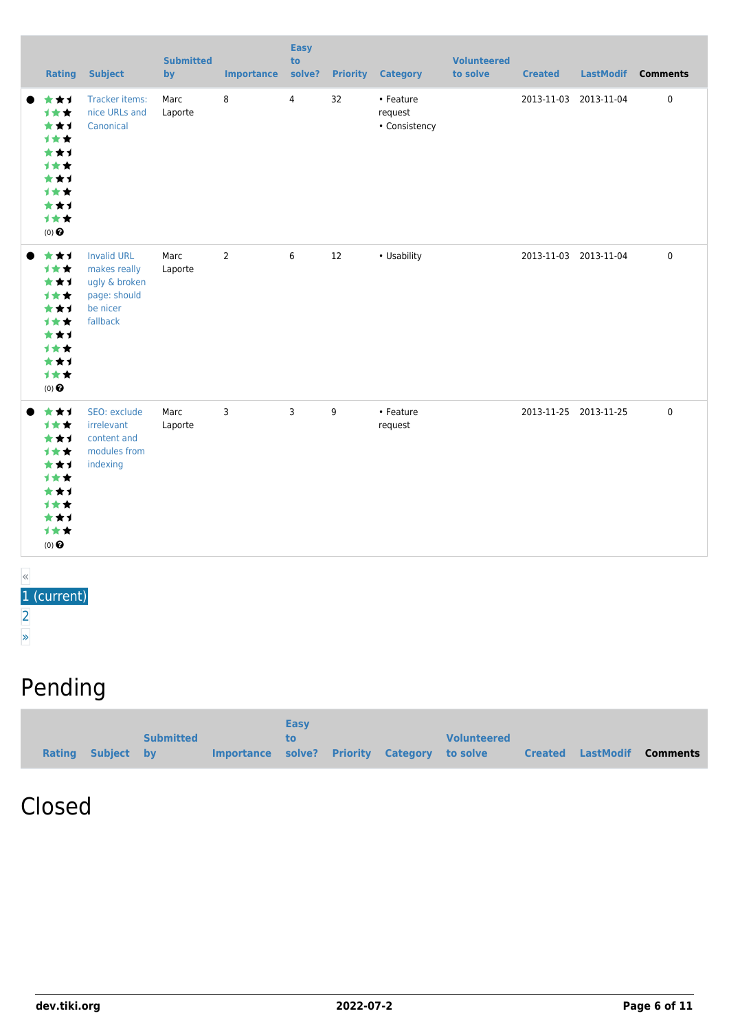| | Rating | Subject | Submitted by | Importance | Easy to solve? | Priority | Category | Volunteered to solve | Created | LastModif | Comments |
|---|---|---|---|---|---|---|---|---|---|---|---|
| ● | (0) | Tracker items: nice URLs and Canonical | Marc Laporte | 8 | 4 | 32 | • Feature request • Consistency | | 2013-11-03 | 2013-11-04 | 0 |
| ● | (0) | Invalid URL makes really ugly & broken page: should be nicer fallback | Marc Laporte | 2 | 6 | 12 | • Usability | | 2013-11-03 | 2013-11-04 | 0 |
| ● | (0) | SEO: exclude irrelevant content and modules from indexing | Marc Laporte | 3 | 3 | 9 | • Feature request | | 2013-11-25 | 2013-11-25 | 0 |

«
1 (current)
2
»

# Pending

| Rating | Subject | Submitted by | Importance | Easy to solve? | Priority | Category | Volunteered to solve | Created | LastModif | Comments |
|---|---|---|---|---|---|---|---|---|---|---|

# Closed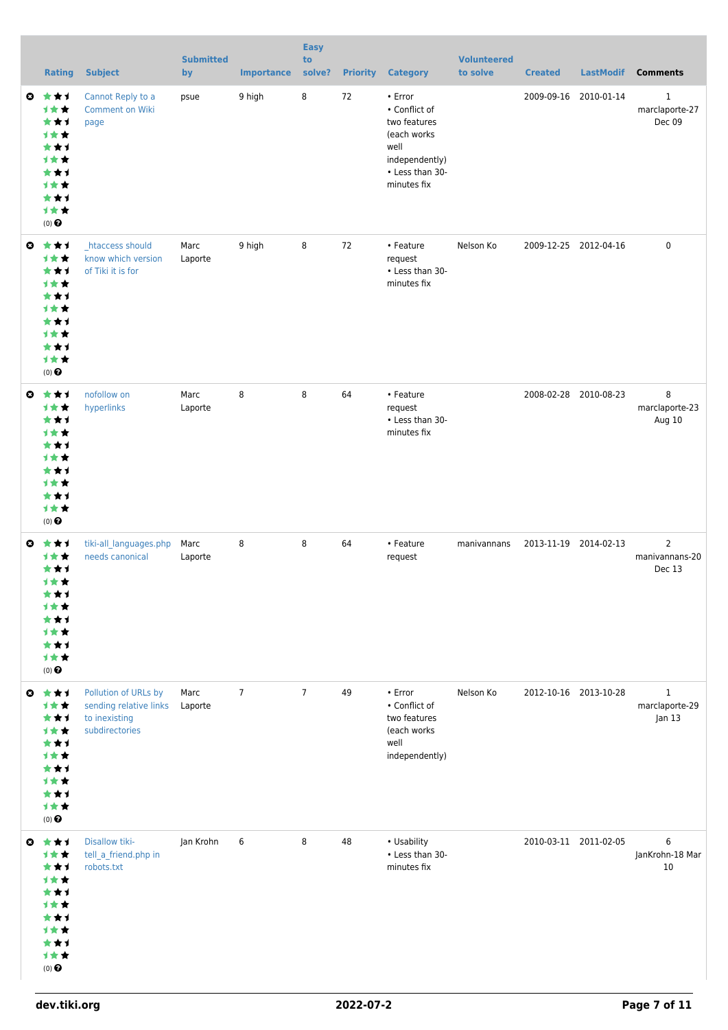| Rating | Subject | Submitted by | Importance | Easy to solve? | Priority | Category | Volunteered to solve | Created | LastModif | Comments |
|---|---|---|---|---|---|---|---|---|---|---|
| (0) | Cannot Reply to a Comment on Wiki page | psue | 9 high | 8 | 72 | • Error • Conflict of two features (each works well independently) • Less than 30-minutes fix | | 2009-09-16 | 2010-01-14 | 1 marclaporte-27 Dec 09 |
| (0) | _htaccess should know which version of Tiki it is for | Marc Laporte | 9 high | 8 | 72 | • Feature request • Less than 30-minutes fix | Nelson Ko | 2009-12-25 | 2012-04-16 | 0 |
| (0) | nofollow on hyperlinks | Marc Laporte | 8 | 8 | 64 | • Feature request • Less than 30-minutes fix | | 2008-02-28 | 2010-08-23 | 8 marclaporte-23 Aug 10 |
| (0) | tiki-all_languages.php needs canonical | Marc Laporte | 8 | 8 | 64 | • Feature request | manivannans | 2013-11-19 | 2014-02-13 | 2 manivannans-20 Dec 13 |
| (0) | Pollution of URLs by sending relative links to inexisting subdirectories | Marc Laporte | 7 | 7 | 49 | • Error • Conflict of two features (each works well independently) | Nelson Ko | 2012-10-16 | 2013-10-28 | 1 marclaporte-29 Jan 13 |
| (0) | Disallow tiki-tell_a_friend.php in robots.txt | Jan Krohn | 6 | 8 | 48 | • Usability • Less than 30-minutes fix | | 2010-03-11 | 2011-02-05 | 6 JanKrohn-18 Mar 10 |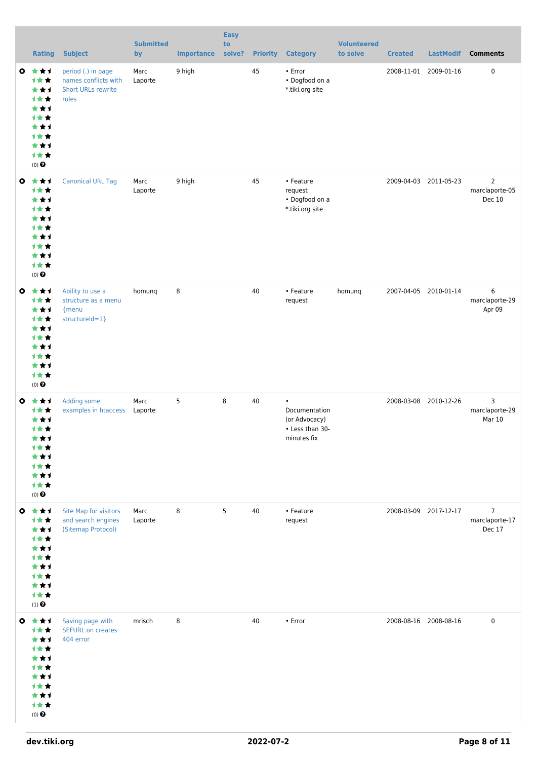| | Rating | Subject | Submitted by | Importance | Easy to solve? | Priority | Category | Volunteered to solve | Created | LastModif | Comments |
|---|---|---|---|---|---|---|---|---|---|---|---|
| | (0) | period (.) in page names conflicts with Short URLs rewrite rules | Marc Laporte | 9 high | | 45 | • Error • Dogfood on a *.tiki.org site | | 2008-11-01 | 2009-01-16 | 0 |
| | (0) | Canonical URL Tag | Marc Laporte | 9 high | | 45 | • Feature request • Dogfood on a *.tiki.org site | | 2009-04-03 | 2011-05-23 | 2 marclaporte-05 Dec 10 |
| | (0) | Ability to use a structure as a menu {menu structureId=1} | homunq | 8 | | 40 | • Feature request | homunq | 2007-04-05 | 2010-01-14 | 6 marclaporte-29 Apr 09 |
| | (0) | Adding some examples in htaccess | Marc Laporte | 5 | 8 | 40 | • Documentation (or Advocacy) • Less than 30-minutes fix | | 2008-03-08 | 2010-12-26 | 3 marclaporte-29 Mar 10 |
| | (1) | Site Map for visitors and search engines (Sitemap Protocol) | Marc Laporte | 8 | 5 | 40 | • Feature request | | 2008-03-09 | 2017-12-17 | 7 marclaporte-17 Dec 17 |
| | (0) | Saving page with SEFURL on creates 404 error | mrisch | 8 | | 40 | • Error | | 2008-08-16 | 2008-08-16 | 0 |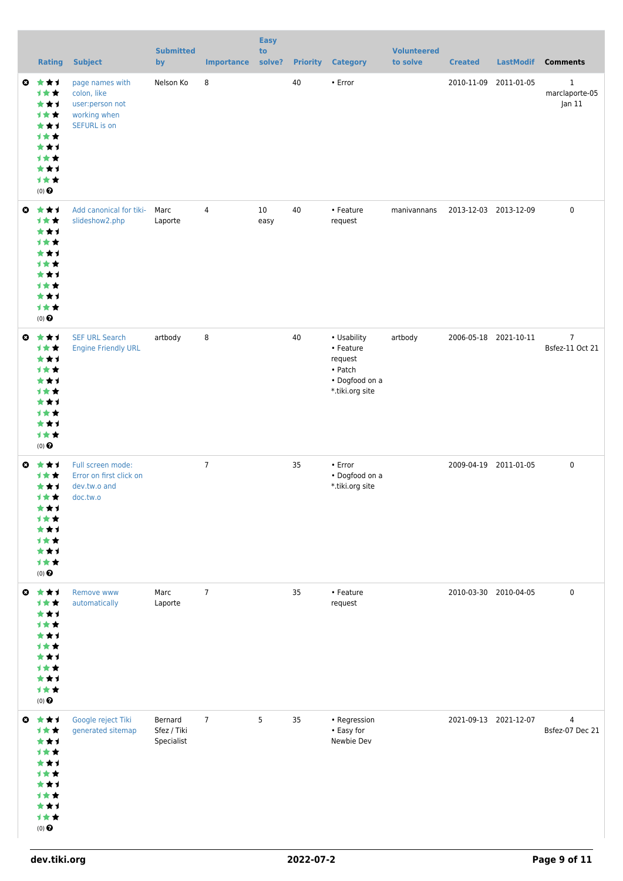| | Rating | Subject | Submitted by | Importance | Easy to solve? | Priority | Category | Volunteered to solve | Created | LastModif | Comments |
|---|---|---|---|---|---|---|---|---|---|---|---|
| | (0) | page names with colon, like user:person not working when SEFURL is on | Nelson Ko | 8 | | 40 | • Error | | 2010-11-09 | 2011-01-05 | 1 marclaporte-05 Jan 11 |
| | (0) | Add canonical for tiki-slideshow2.php | Marc Laporte | 4 | 10 easy | 40 | • Feature request | manivannans | 2013-12-03 | 2013-12-09 | 0 |
| | (0) | SEF URL Search Engine Friendly URL | artbody | 8 | | 40 | • Usability • Feature request • Patch • Dogfood on a *.tiki.org site | artbody | 2006-05-18 | 2021-10-11 | 7 Bsfez-11 Oct 21 |
| | (0) | Full screen mode: Error on first click on dev.tw.o and doc.tw.o | | 7 | | 35 | • Error • Dogfood on a *.tiki.org site | | 2009-04-19 | 2011-01-05 | 0 |
| | (0) | Remove www automatically | Marc Laporte | 7 | | 35 | • Feature request | | 2010-03-30 | 2010-04-05 | 0 |
| | (0) | Google reject Tiki generated sitemap | Bernard Sfez / Tiki Specialist | 7 | 5 | 35 | • Regression • Easy for Newbie Dev | | 2021-09-13 | 2021-12-07 | 4 Bsfez-07 Dec 21 |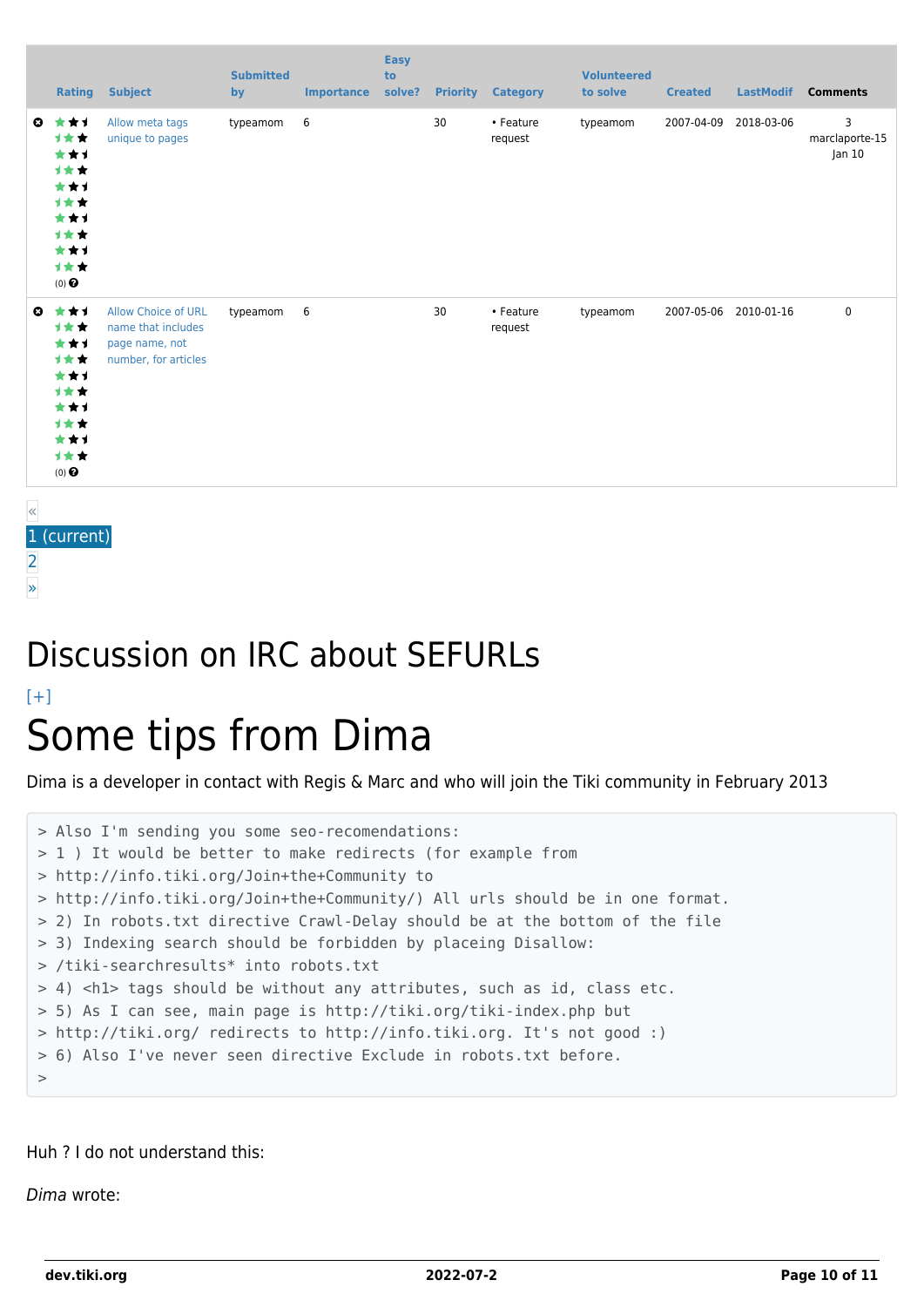| | Rating | Subject | Submitted by | Importance | Easy to solve? | Priority | Category | Volunteered to solve | Created | LastModif | Comments |
|---|---|---|---|---|---|---|---|---|---|---|---|
| | (0) | Allow meta tags unique to pages | typeamom | 6 | | 30 | • Feature request | typeamom | 2007-04-09 | 2018-03-06 | 3 marclaporte-15 Jan 10 |
| | (0) | Allow Choice of URL name that includes page name, not number, for articles | typeamom | 6 | | 30 | • Feature request | typeamom | 2007-05-06 | 2010-01-16 | 0 |

«
1 (current)
2
»

# Discussion on IRC about SEFURLs

[+]

# Some tips from Dima

Dima is a developer in contact with Regis & Marc and who will join the Tiki community in February 2013

```
> Also I'm sending you some seo-recomendations:
> 1 ) It would be better to make redirects (for example from
> http://info.tiki.org/Join+the+Community to
> http://info.tiki.org/Join+the+Community/) All urls should be in one format.
> 2) In robots.txt directive Crawl-Delay should be at the bottom of the file
> 3) Indexing search should be forbidden by placeing Disallow:
> /tiki-searchresults* into robots.txt
> 4) <h1> tags should be without any attributes, such as id, class etc.
> 5) As I can see, main page is http://tiki.org/tiki-index.php but
> http://tiki.org/ redirects to http://info.tiki.org. It's not good :)
> 6) Also I've never seen directive Exclude in robots.txt before.
>
```

Huh ? I do not understand this:

*Dima* wrote: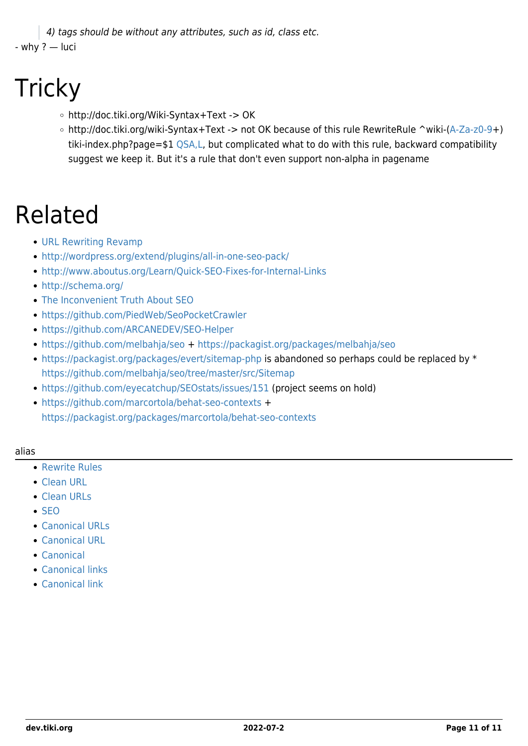> *4) tags should be without any attributes, such as id, class etc.*

- why ? — luci

# Tricky

- http://doc.tiki.org/Wiki-Syntax+Text -> OK
- http://doc.tiki.org/wiki-Syntax+Text -> not OK because of this rule RewriteRule ^wiki-(A-Za-z0-9+) tiki-index.php?page=$1 QSA,L, but complicated what to do with this rule, backward compatibility suggest we keep it. But it's a rule that don't even support non-alpha in pagename

# Related

- URL Rewriting Revamp
- http://wordpress.org/extend/plugins/all-in-one-seo-pack/
- http://www.aboutus.org/Learn/Quick-SEO-Fixes-for-Internal-Links
- http://schema.org/
- The Inconvenient Truth About SEO
- https://github.com/PiedWeb/SeoPocketCrawler
- https://github.com/ARCANEDEV/SEO-Helper
- https://github.com/melbahja/seo + https://packagist.org/packages/melbahja/seo
- https://packagist.org/packages/evert/sitemap-php is abandoned so perhaps could be replaced by * https://github.com/melbahja/seo/tree/master/src/Sitemap
- https://github.com/eyecatchup/SEOstats/issues/151 (project seems on hold)
- https://github.com/marcortola/behat-seo-contexts + https://packagist.org/packages/marcortola/behat-seo-contexts

alias

- Rewrite Rules
- Clean URL
- Clean URLs
- SEO
- Canonical URLs
- Canonical URL
- Canonical
- Canonical links
- Canonical link